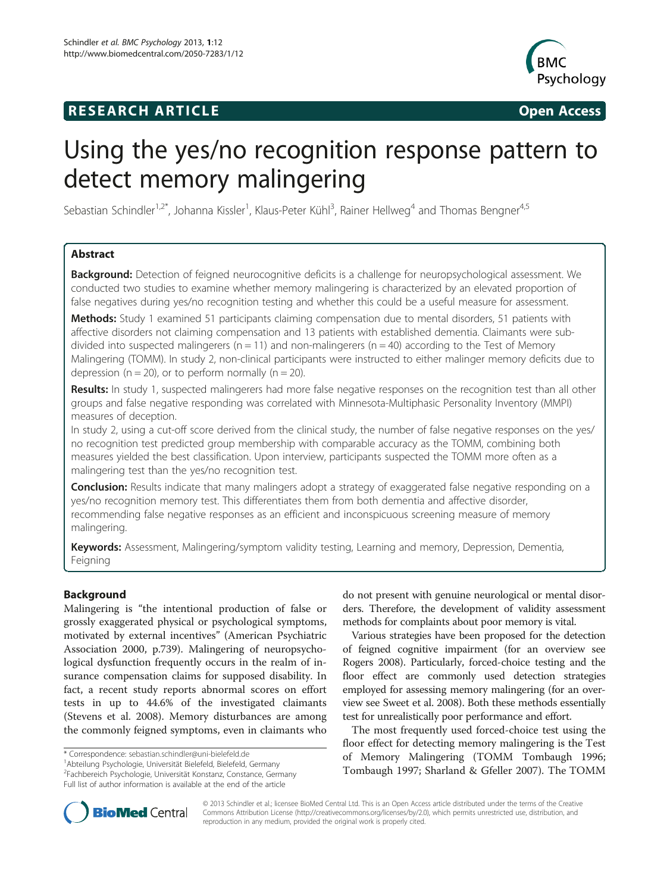RESEARCH ARTICLE **Open Access**

# Using the yes/no recognition response pattern to detect memory malingering

Sebastian Schindler[1,2*], Johanna Kissler[1], Klaus-Peter Kühl[3], Rainer Hellweg[4] and Thomas Bengner[4,5]

## Abstract

**Background:** Detection of feigned neurocognitive deficits is a challenge for neuropsychological assessment. We conducted two studies to examine whether memory malingering is characterized by an elevated proportion of false negatives during yes/no recognition testing and whether this could be a useful measure for assessment.

**Methods:** Study 1 examined 51 participants claiming compensation due to mental disorders, 51 patients with affective disorders not claiming compensation and 13 patients with established dementia. Claimants were sub-divided into suspected malingerers (n = 11) and non-malingerers (n = 40) according to the Test of Memory Malingering (TOMM). In study 2, non-clinical participants were instructed to either malinger memory deficits due to depression (n = 20), or to perform normally (n = 20).

**Results:** In study 1, suspected malingerers had more false negative responses on the recognition test than all other groups and false negative responding was correlated with Minnesota-Multiphasic Personality Inventory (MMPI) measures of deception.

In study 2, using a cut-off score derived from the clinical study, the number of false negative responses on the yes/no recognition test predicted group membership with comparable accuracy as the TOMM, combining both measures yielded the best classification. Upon interview, participants suspected the TOMM more often as a malingering test than the yes/no recognition test.

**Conclusion:** Results indicate that many malingers adopt a strategy of exaggerated false negative responding on a yes/no recognition memory test. This differentiates them from both dementia and affective disorder, recommending false negative responses as an efficient and inconspicuous screening measure of memory malingering.

**Keywords:** Assessment, Malingering/symptom validity testing, Learning and memory, Depression, Dementia, Feigning

## Background

Malingering is "the intentional production of false or grossly exaggerated physical or psychological symptoms, motivated by external incentives" (American Psychiatric Association 2000, p.739). Malingering of neuropsychological dysfunction frequently occurs in the realm of insurance compensation claims for supposed disability. In fact, a recent study reports abnormal scores on effort tests in up to 44.6% of the investigated claimants (Stevens et al. 2008). Memory disturbances are among the commonly feigned symptoms, even in claimants who do not present with genuine neurological or mental disorders. Therefore, the development of validity assessment methods for complaints about poor memory is vital.

Various strategies have been proposed for the detection of feigned cognitive impairment (for an overview see Rogers 2008). Particularly, forced-choice testing and the floor effect are commonly used detection strategies employed for assessing memory malingering (for an overview see Sweet et al. 2008). Both these methods essentially test for unrealistically poor performance and effort.

The most frequently used forced-choice test using the floor effect for detecting memory malingering is the Test of Memory Malingering (TOMM Tombaugh 1996; Tombaugh 1997; Sharland & Gfeller 2007). The TOMM

\* Correspondence: sebastian.schindler@uni-bielefeld.de
[1]Abteilung Psychologie, Universität Bielefeld, Bielefeld, Germany
[2]Fachbereich Psychologie, Universität Konstanz, Constance, Germany
Full list of author information is available at the end of the article

© 2013 Schindler et al.; licensee BioMed Central Ltd. This is an Open Access article distributed under the terms of the Creative Commons Attribution License (http://creativecommons.org/licenses/by/2.0), which permits unrestricted use, distribution, and reproduction in any medium, provided the original work is properly cited.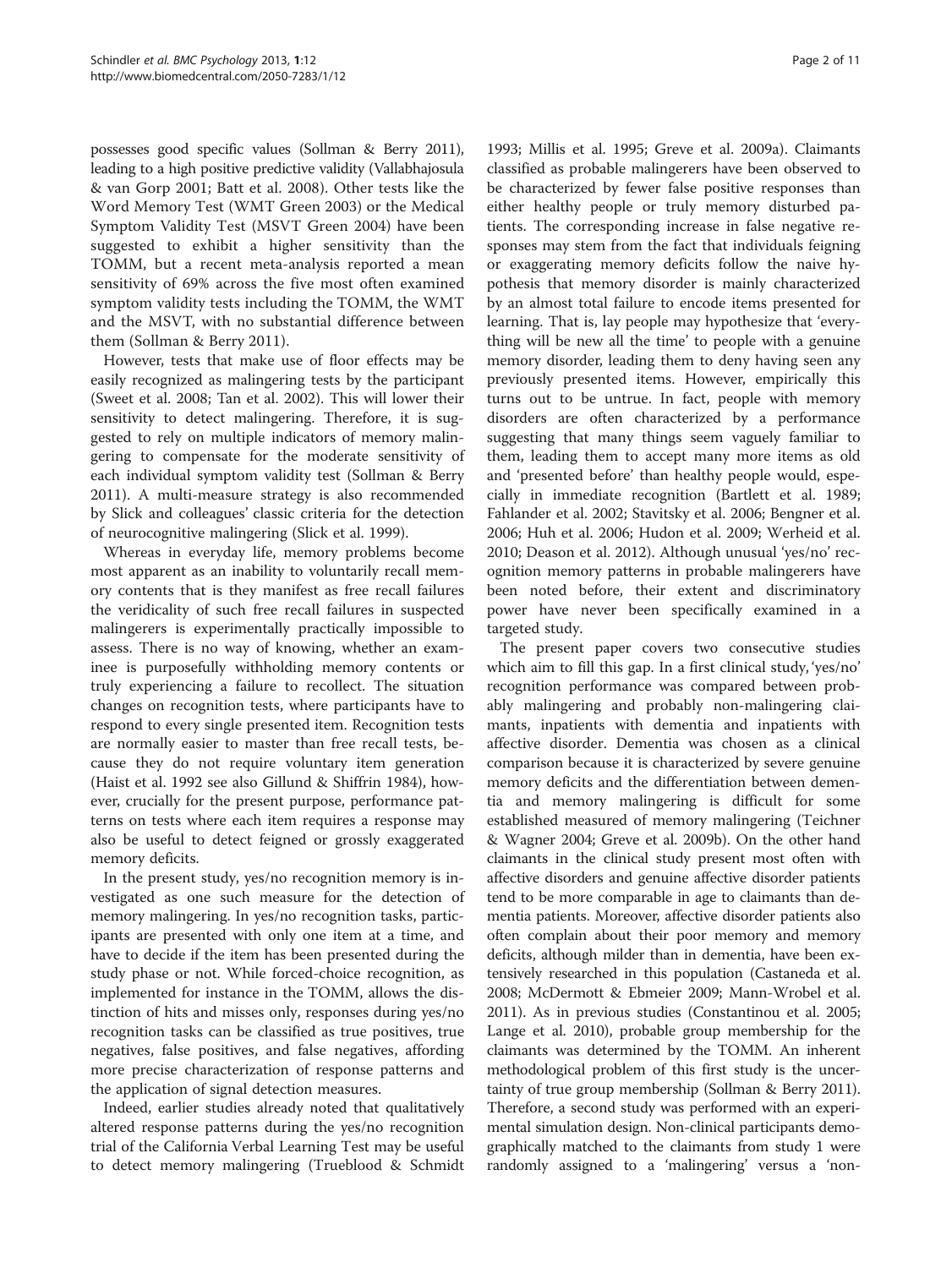possesses good specific values (Sollman & Berry 2011), leading to a high positive predictive validity (Vallabhajosula & van Gorp 2001; Batt et al. 2008). Other tests like the Word Memory Test (WMT Green 2003) or the Medical Symptom Validity Test (MSVT Green 2004) have been suggested to exhibit a higher sensitivity than the TOMM, but a recent meta-analysis reported a mean sensitivity of 69% across the five most often examined symptom validity tests including the TOMM, the WMT and the MSVT, with no substantial difference between them (Sollman & Berry 2011).

However, tests that make use of floor effects may be easily recognized as malingering tests by the participant (Sweet et al. 2008; Tan et al. 2002). This will lower their sensitivity to detect malingering. Therefore, it is suggested to rely on multiple indicators of memory malingering to compensate for the moderate sensitivity of each individual symptom validity test (Sollman & Berry 2011). A multi-measure strategy is also recommended by Slick and colleagues' classic criteria for the detection of neurocognitive malingering (Slick et al. 1999).

Whereas in everyday life, memory problems become most apparent as an inability to voluntarily recall memory contents that is they manifest as free recall failures the veridicality of such free recall failures in suspected malingerers is experimentally practically impossible to assess. There is no way of knowing, whether an examinee is purposefully withholding memory contents or truly experiencing a failure to recollect. The situation changes on recognition tests, where participants have to respond to every single presented item. Recognition tests are normally easier to master than free recall tests, because they do not require voluntary item generation (Haist et al. 1992 see also Gillund & Shiffrin 1984), however, crucially for the present purpose, performance patterns on tests where each item requires a response may also be useful to detect feigned or grossly exaggerated memory deficits.

In the present study, yes/no recognition memory is investigated as one such measure for the detection of memory malingering. In yes/no recognition tasks, participants are presented with only one item at a time, and have to decide if the item has been presented during the study phase or not. While forced-choice recognition, as implemented for instance in the TOMM, allows the distinction of hits and misses only, responses during yes/no recognition tasks can be classified as true positives, true negatives, false positives, and false negatives, affording more precise characterization of response patterns and the application of signal detection measures.

Indeed, earlier studies already noted that qualitatively altered response patterns during the yes/no recognition trial of the California Verbal Learning Test may be useful to detect memory malingering (Trueblood & Schmidt 1993; Millis et al. 1995; Greve et al. 2009a). Claimants classified as probable malingerers have been observed to be characterized by fewer false positive responses than either healthy people or truly memory disturbed patients. The corresponding increase in false negative responses may stem from the fact that individuals feigning or exaggerating memory deficits follow the naive hypothesis that memory disorder is mainly characterized by an almost total failure to encode items presented for learning. That is, lay people may hypothesize that 'everything will be new all the time' to people with a genuine memory disorder, leading them to deny having seen any previously presented items. However, empirically this turns out to be untrue. In fact, people with memory disorders are often characterized by a performance suggesting that many things seem vaguely familiar to them, leading them to accept many more items as old and 'presented before' than healthy people would, especially in immediate recognition (Bartlett et al. 1989; Fahlander et al. 2002; Stavitsky et al. 2006; Bengner et al. 2006; Huh et al. 2006; Hudon et al. 2009; Werheid et al. 2010; Deason et al. 2012). Although unusual 'yes/no' recognition memory patterns in probable malingerers have been noted before, their extent and discriminatory power have never been specifically examined in a targeted study.

The present paper covers two consecutive studies which aim to fill this gap. In a first clinical study, 'yes/no' recognition performance was compared between probably malingering and probably non-malingering claimants, inpatients with dementia and inpatients with affective disorder. Dementia was chosen as a clinical comparison because it is characterized by severe genuine memory deficits and the differentiation between dementia and memory malingering is difficult for some established measured of memory malingering (Teichner & Wagner 2004; Greve et al. 2009b). On the other hand claimants in the clinical study present most often with affective disorders and genuine affective disorder patients tend to be more comparable in age to claimants than dementia patients. Moreover, affective disorder patients also often complain about their poor memory and memory deficits, although milder than in dementia, have been extensively researched in this population (Castaneda et al. 2008; McDermott & Ebmeier 2009; Mann-Wrobel et al. 2011). As in previous studies (Constantinou et al. 2005; Lange et al. 2010), probable group membership for the claimants was determined by the TOMM. An inherent methodological problem of this first study is the uncertainty of true group membership (Sollman & Berry 2011). Therefore, a second study was performed with an experimental simulation design. Non-clinical participants demographically matched to the claimants from study 1 were randomly assigned to a 'malingering' versus a 'non-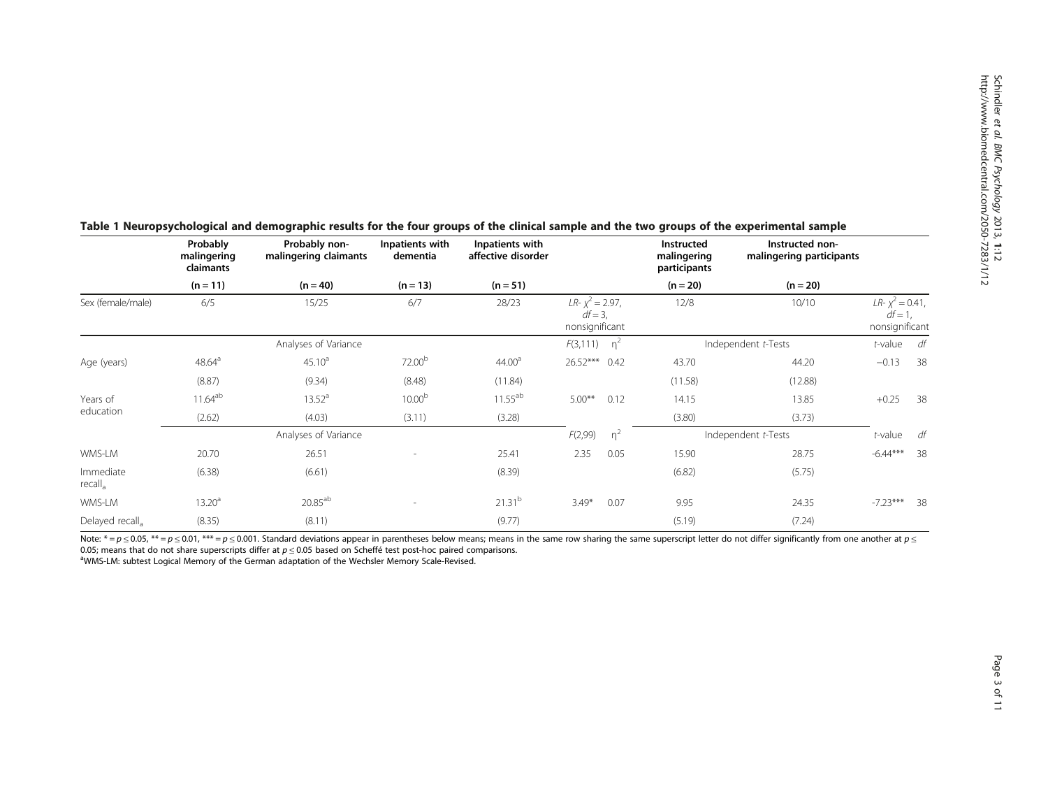**Table 1 Neuropsychological and demographic results for the four groups of the clinical sample and the two groups of the experimental sample**

| | Probably malingering claimants | Probably non-malingering claimants | Inpatients with dementia | Inpatients with affective disorder | | | Instructed malingering participants | Instructed non-malingering participants | | |
|---|---|---|---|---|---|---|---|---|---|---|
| | (n = 11) | (n = 40) | (n = 13) | (n = 51) | | | (n = 20) | (n = 20) | | |
| Sex (female/male) | 6/5 | 15/25 | 6/7 | 28/23 | *LR-* $\chi^2 = 2.97$, $df = 3$, nonsignificant | | 12/8 | 10/10 | *LR-* $\chi^2 = 0.41$, $df = 1$, nonsignificant | |
| | | Analyses of Variance | | | $F(3,111)$ | $\eta^2$ | | Independent *t*-Tests | *t*-value | *df* |
| Age (years) | 48.64[a] | 45.10[a] | 72.00[b] | 44.00[a] | 26.52*** | 0.42 | 43.70 | 44.20 | −0.13 | 38 |
| | (8.87) | (9.34) | (8.48) | (11.84) | | | (11.58) | (12.88) | | |
| Years of education | 11.64[ab] | 13.52[a] | 10.00[b] | 11.55[ab] | 5.00** | 0.12 | 14.15 | 13.85 | +0.25 | 38 |
| | (2.62) | (4.03) | (3.11) | (3.28) | | | (3.80) | (3.73) | | |
| | | Analyses of Variance | | | $F(2,99)$ | $\eta^2$ | | Independent *t*-Tests | *t*-value | *df* |
| WMS-LM Immediate recall[a] | 20.70 | 26.51 | - | 25.41 | 2.35 | 0.05 | 15.90 | 28.75 | -6.44*** | 38 |
| | (6.38) | (6.61) | | (8.39) | | | (6.82) | (5.75) | | |
| WMS-LM Delayed recall[a] | 13.20[a] | 20.85[ab] | - | 21.31[b] | 3.49* | 0.07 | 9.95 | 24.35 | -7.23*** | 38 |
| | (8.35) | (8.11) | | (9.77) | | | (5.19) | (7.24) | | |

Note: * = $p \leq 0.05$, ** = $p \leq 0.01$, *** = $p \leq 0.001$. Standard deviations appear in parentheses below means; means in the same row sharing the same superscript letter do not differ significantly from one another at $p \leq 0.05$; means that do not share superscripts differ at $p \leq 0.05$ based on Scheffé test post-hoc paired comparisons.

[a]WMS-LM: subtest Logical Memory of the German adaptation of the Wechsler Memory Scale-Revised.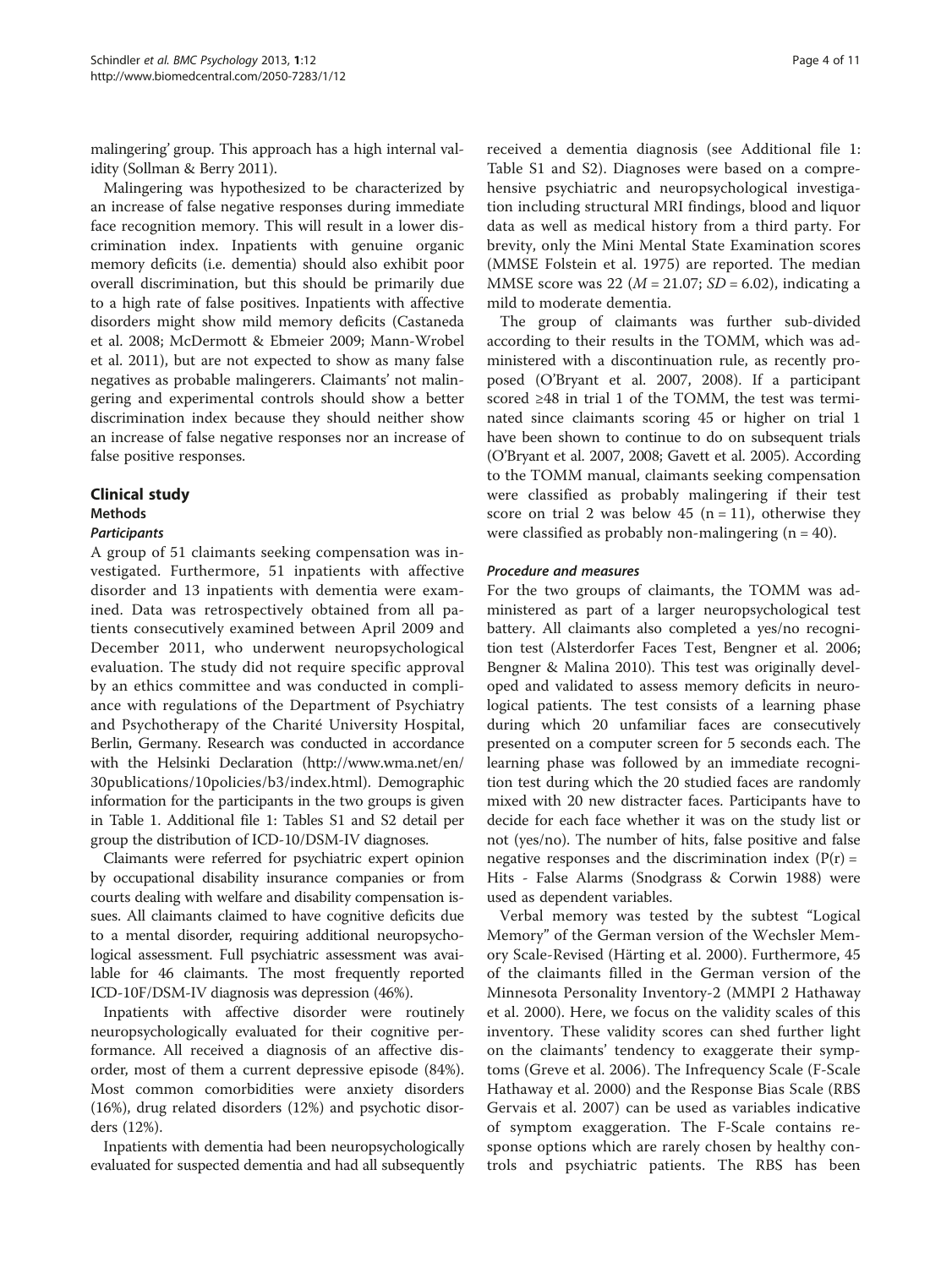malingering' group. This approach has a high internal validity (Sollman & Berry 2011).

Malingering was hypothesized to be characterized by an increase of false negative responses during immediate face recognition memory. This will result in a lower discrimination index. Inpatients with genuine organic memory deficits (i.e. dementia) should also exhibit poor overall discrimination, but this should be primarily due to a high rate of false positives. Inpatients with affective disorders might show mild memory deficits (Castaneda et al. 2008; McDermott & Ebmeier 2009; Mann-Wrobel et al. 2011), but are not expected to show as many false negatives as probable malingerers. Claimants' not malingering and experimental controls should show a better discrimination index because they should neither show an increase of false negative responses nor an increase of false positive responses.

## Clinical study

### Methods

#### *Participants*

A group of 51 claimants seeking compensation was investigated. Furthermore, 51 inpatients with affective disorder and 13 inpatients with dementia were examined. Data was retrospectively obtained from all patients consecutively examined between April 2009 and December 2011, who underwent neuropsychological evaluation. The study did not require specific approval by an ethics committee and was conducted in compliance with regulations of the Department of Psychiatry and Psychotherapy of the Charité University Hospital, Berlin, Germany. Research was conducted in accordance with the Helsinki Declaration (http://www.wma.net/en/30publications/10policies/b3/index.html). Demographic information for the participants in the two groups is given in Table 1. Additional file 1: Tables S1 and S2 detail per group the distribution of ICD-10/DSM-IV diagnoses.

Claimants were referred for psychiatric expert opinion by occupational disability insurance companies or from courts dealing with welfare and disability compensation issues. All claimants claimed to have cognitive deficits due to a mental disorder, requiring additional neuropsychological assessment. Full psychiatric assessment was available for 46 claimants. The most frequently reported ICD-10F/DSM-IV diagnosis was depression (46%).

Inpatients with affective disorder were routinely neuropsychologically evaluated for their cognitive performance. All received a diagnosis of an affective disorder, most of them a current depressive episode (84%). Most common comorbidities were anxiety disorders (16%), drug related disorders (12%) and psychotic disorders (12%).

Inpatients with dementia had been neuropsychologically evaluated for suspected dementia and had all subsequently received a dementia diagnosis (see Additional file 1: Table S1 and S2). Diagnoses were based on a comprehensive psychiatric and neuropsychological investigation including structural MRI findings, blood and liquor data as well as medical history from a third party. For brevity, only the Mini Mental State Examination scores (MMSE Folstein et al. 1975) are reported. The median MMSE score was 22 ($M = 21.07$; $SD = 6.02$), indicating a mild to moderate dementia.

The group of claimants was further sub-divided according to their results in the TOMM, which was administered with a discontinuation rule, as recently proposed (O'Bryant et al. 2007, 2008). If a participant scored ≥48 in trial 1 of the TOMM, the test was terminated since claimants scoring 45 or higher on trial 1 have been shown to continue to do on subsequent trials (O'Bryant et al. 2007, 2008; Gavett et al. 2005). According to the TOMM manual, claimants seeking compensation were classified as probably malingering if their test score on trial 2 was below 45 ($n = 11$), otherwise they were classified as probably non-malingering ($n = 40$).

#### *Procedure and measures*

For the two groups of claimants, the TOMM was administered as part of a larger neuropsychological test battery. All claimants also completed a yes/no recognition test (Alsterdorfer Faces Test, Bengner et al. 2006; Bengner & Malina 2010). This test was originally developed and validated to assess memory deficits in neurological patients. The test consists of a learning phase during which 20 unfamiliar faces are consecutively presented on a computer screen for 5 seconds each. The learning phase was followed by an immediate recognition test during which the 20 studied faces are randomly mixed with 20 new distracter faces. Participants have to decide for each face whether it was on the study list or not (yes/no). The number of hits, false positive and false negative responses and the discrimination index ($P(r) =$ Hits - False Alarms (Snodgrass & Corwin 1988) were used as dependent variables.

Verbal memory was tested by the subtest "Logical Memory" of the German version of the Wechsler Memory Scale-Revised (Härting et al. 2000). Furthermore, 45 of the claimants filled in the German version of the Minnesota Personality Inventory-2 (MMPI 2 Hathaway et al. 2000). Here, we focus on the validity scales of this inventory. These validity scores can shed further light on the claimants' tendency to exaggerate their symptoms (Greve et al. 2006). The Infrequency Scale (F-Scale Hathaway et al. 2000) and the Response Bias Scale (RBS Gervais et al. 2007) can be used as variables indicative of symptom exaggeration. The F-Scale contains response options which are rarely chosen by healthy controls and psychiatric patients. The RBS has been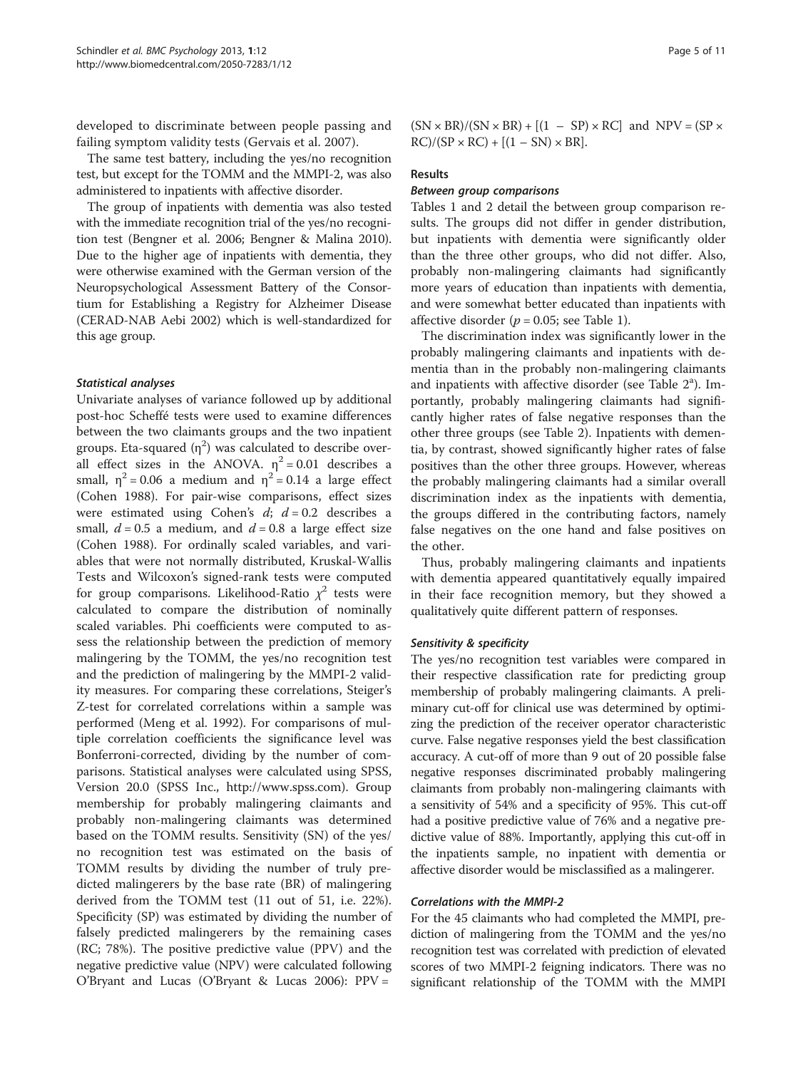developed to discriminate between people passing and failing symptom validity tests (Gervais et al. 2007).

The same test battery, including the yes/no recognition test, but except for the TOMM and the MMPI-2, was also administered to inpatients with affective disorder.

The group of inpatients with dementia was also tested with the immediate recognition trial of the yes/no recognition test (Bengner et al. 2006; Bengner & Malina 2010). Due to the higher age of inpatients with dementia, they were otherwise examined with the German version of the Neuropsychological Assessment Battery of the Consortium for Establishing a Registry for Alzheimer Disease (CERAD-NAB Aebi 2002) which is well-standardized for this age group.

#### *Statistical analyses*

Univariate analyses of variance followed up by additional post-hoc Scheffé tests were used to examine differences between the two claimants groups and the two inpatient groups. Eta-squared ($\eta^2$) was calculated to describe overall effect sizes in the ANOVA. $\eta^2 = 0.01$ describes a small, $\eta^2 = 0.06$ a medium and $\eta^2 = 0.14$ a large effect (Cohen 1988). For pair-wise comparisons, effect sizes were estimated using Cohen's $d$; $d = 0.2$ describes a small, $d = 0.5$ a medium, and $d = 0.8$ a large effect size (Cohen 1988). For ordinally scaled variables, and variables that were not normally distributed, Kruskal-Wallis Tests and Wilcoxon's signed-rank tests were computed for group comparisons. Likelihood-Ratio $\chi^2$ tests were calculated to compare the distribution of nominally scaled variables. Phi coefficients were computed to assess the relationship between the prediction of memory malingering by the TOMM, the yes/no recognition test and the prediction of malingering by the MMPI-2 validity measures. For comparing these correlations, Steiger's Z-test for correlated correlations within a sample was performed (Meng et al. 1992). For comparisons of multiple correlation coefficients the significance level was Bonferroni-corrected, dividing by the number of comparisons. Statistical analyses were calculated using SPSS, Version 20.0 (SPSS Inc., http://www.spss.com). Group membership for probably malingering claimants and probably non-malingering claimants was determined based on the TOMM results. Sensitivity (SN) of the yes/no recognition test was estimated on the basis of TOMM results by dividing the number of truly predicted malingerers by the base rate (BR) of malingering derived from the TOMM test (11 out of 51, i.e. 22%). Specificity (SP) was estimated by dividing the number of falsely predicted malingerers by the remaining cases (RC; 78%). The positive predictive value (PPV) and the negative predictive value (NPV) were calculated following O'Bryant and Lucas (O'Bryant & Lucas 2006): $PPV = (SN \times BR)/(SN \times BR) + [(1 - SP) \times RC]$ and $NPV = (SP \times RC)/(SP \times RC) + [(1 - SN) \times BR]$.

## Results

#### *Between group comparisons*

Tables 1 and 2 detail the between group comparison results. The groups did not differ in gender distribution, but inpatients with dementia were significantly older than the three other groups, who did not differ. Also, probably non-malingering claimants had significantly more years of education than inpatients with dementia, and were somewhat better educated than inpatients with affective disorder ($p = 0.05$; see Table 1).

The discrimination index was significantly lower in the probably malingering claimants and inpatients with dementia than in the probably non-malingering claimants and inpatients with affective disorder (see Table 2[a]). Importantly, probably malingering claimants had significantly higher rates of false negative responses than the other three groups (see Table 2). Inpatients with dementia, by contrast, showed significantly higher rates of false positives than the other three groups. However, whereas the probably malingering claimants had a similar overall discrimination index as the inpatients with dementia, the groups differed in the contributing factors, namely false negatives on the one hand and false positives on the other.

Thus, probably malingering claimants and inpatients with dementia appeared quantitatively equally impaired in their face recognition memory, but they showed a qualitatively quite different pattern of responses.

#### *Sensitivity & specificity*

The yes/no recognition test variables were compared in their respective classification rate for predicting group membership of probably malingering claimants. A preliminary cut-off for clinical use was determined by optimizing the prediction of the receiver operator characteristic curve. False negative responses yield the best classification accuracy. A cut-off of more than 9 out of 20 possible false negative responses discriminated probably malingering claimants from probably non-malingering claimants with a sensitivity of 54% and a specificity of 95%. This cut-off had a positive predictive value of 76% and a negative predictive value of 88%. Importantly, applying this cut-off in the inpatients sample, no inpatient with dementia or affective disorder would be misclassified as a malingerer.

#### *Correlations with the MMPI-2*

For the 45 claimants who had completed the MMPI, prediction of malingering from the TOMM and the yes/no recognition test was correlated with prediction of elevated scores of two MMPI-2 feigning indicators. There was no significant relationship of the TOMM with the MMPI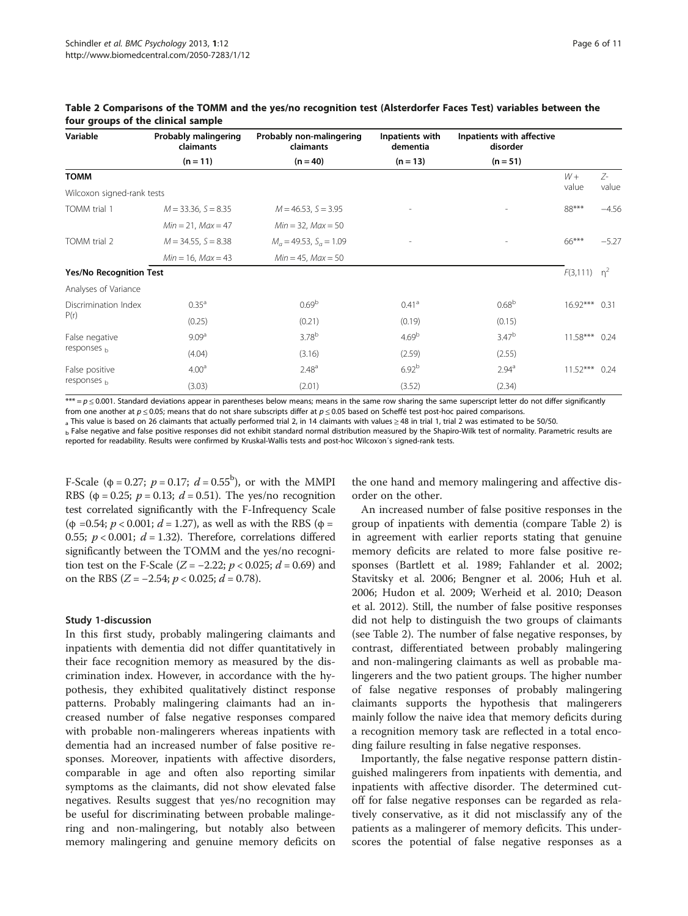**Table 2 Comparisons of the TOMM and the yes/no recognition test (Alsterdorfer Faces Test) variables between the four groups of the clinical sample**

| Variable | Probably malingering claimants | Probably non-malingering claimants | Inpatients with dementia | Inpatients with affective disorder | | |
|---|---|---|---|---|---|---|
| | (n = 11) | (n = 40) | (n = 13) | (n = 51) | | |
| **TOMM** | | | | | $W+$ value | $Z$-value |
| Wilcoxon signed-rank tests | | | | | | |
| TOMM trial 1 | $M = 33.36$, $S = 8.35$ | $M = 46.53$, $S = 3.95$ | - | - | 88*** | −4.56 |
| | $Min = 21$, $Max = 47$ | $Min = 32$, $Max = 50$ | | | | |
| TOMM trial 2 | $M = 34.55$, $S = 8.38$ | $M_a = 49.53$, $S_a = 1.09$ | - | - | 66*** | −5.27 |
| | $Min = 16$, $Max = 43$ | $Min = 45$, $Max = 50$ | | | | |
| **Yes/No Recognition Test** | | | | | $F(3,111)$ | $\eta^2$ |
| Analyses of Variance | | | | | | |
| Discrimination Index P(r) | 0.35[a] | 0.69[b] | 0.41[a] | 0.68[b] | 16.92*** | 0.31 |
| | (0.25) | (0.21) | (0.19) | (0.15) | | |
| False negative responses $_b$ | 9.09[a] | 3.78[b] | 4.69[b] | 3.47[b] | 11.58*** | 0.24 |
| | (4.04) | (3.16) | (2.59) | (2.55) | | |
| False positive responses $_b$ | 4.00[a] | 2.48[a] | 6.92[b] | 2.94[a] | 11.52*** | 0.24 |
| | (3.03) | (2.01) | (3.52) | (2.34) | | |

*** = $p \leq 0.001$. Standard deviations appear in parentheses below means; means in the same row sharing the same superscript letter do not differ significantly from one another at $p \leq 0.05$; means that do not share subscripts differ at $p \leq 0.05$ based on Scheffé test post-hoc paired comparisons.

$_a$ This value is based on 26 claimants that actually performed trial 2, in 14 claimants with values ≥ 48 in trial 1, trial 2 was estimated to be 50/50.

$_b$ False negative and false positive responses did not exhibit standard normal distribution measured by the Shapiro-Wilk test of normality. Parametric results are reported for readability. Results were confirmed by Kruskal-Wallis tests and post-hoc Wilcoxon´s signed-rank tests.

F-Scale ($\phi = 0.27$; $p = 0.17$; $d = 0.55^b$), or with the MMPI RBS ($\phi = 0.25$; $p = 0.13$; $d = 0.51$). The yes/no recognition test correlated significantly with the F-Infrequency Scale ($\phi = 0.54$; $p < 0.001$; $d = 1.27$), as well as with the RBS ($\phi = 0.55$; $p < 0.001$; $d = 1.32$). Therefore, correlations differed significantly between the TOMM and the yes/no recognition test on the F-Scale ($Z = -2.22$; $p < 0.025$; $d = 0.69$) and on the RBS ($Z = -2.54$; $p < 0.025$; $d = 0.78$).

### Study 1-discussion

In this first study, probably malingering claimants and inpatients with dementia did not differ quantitatively in their face recognition memory as measured by the discrimination index. However, in accordance with the hypothesis, they exhibited qualitatively distinct response patterns. Probably malingering claimants had an increased number of false negative responses compared with probable non-malingerers whereas inpatients with dementia had an increased number of false positive responses. Moreover, inpatients with affective disorders, comparable in age and often also reporting similar symptoms as the claimants, did not show elevated false negatives. Results suggest that yes/no recognition may be useful for discriminating between probable malingering and non-malingering, but notably also between memory malingering and genuine memory deficits on the one hand and memory malingering and affective disorder on the other.

An increased number of false positive responses in the group of inpatients with dementia (compare Table 2) is in agreement with earlier reports stating that genuine memory deficits are related to more false positive responses (Bartlett et al. 1989; Fahlander et al. 2002; Stavitsky et al. 2006; Bengner et al. 2006; Huh et al. 2006; Hudon et al. 2009; Werheid et al. 2010; Deason et al. 2012). Still, the number of false positive responses did not help to distinguish the two groups of claimants (see Table 2). The number of false negative responses, by contrast, differentiated between probably malingering and non-malingering claimants as well as probable malingerers and the two patient groups. The higher number of false negative responses of probably malingering claimants supports the hypothesis that malingerers mainly follow the naive idea that memory deficits during a recognition memory task are reflected in a total encoding failure resulting in false negative responses.

Importantly, the false negative response pattern distinguished malingerers from inpatients with dementia, and inpatients with affective disorder. The determined cutoff for false negative responses can be regarded as relatively conservative, as it did not misclassify any of the patients as a malingerer of memory deficits. This underscores the potential of false negative responses as a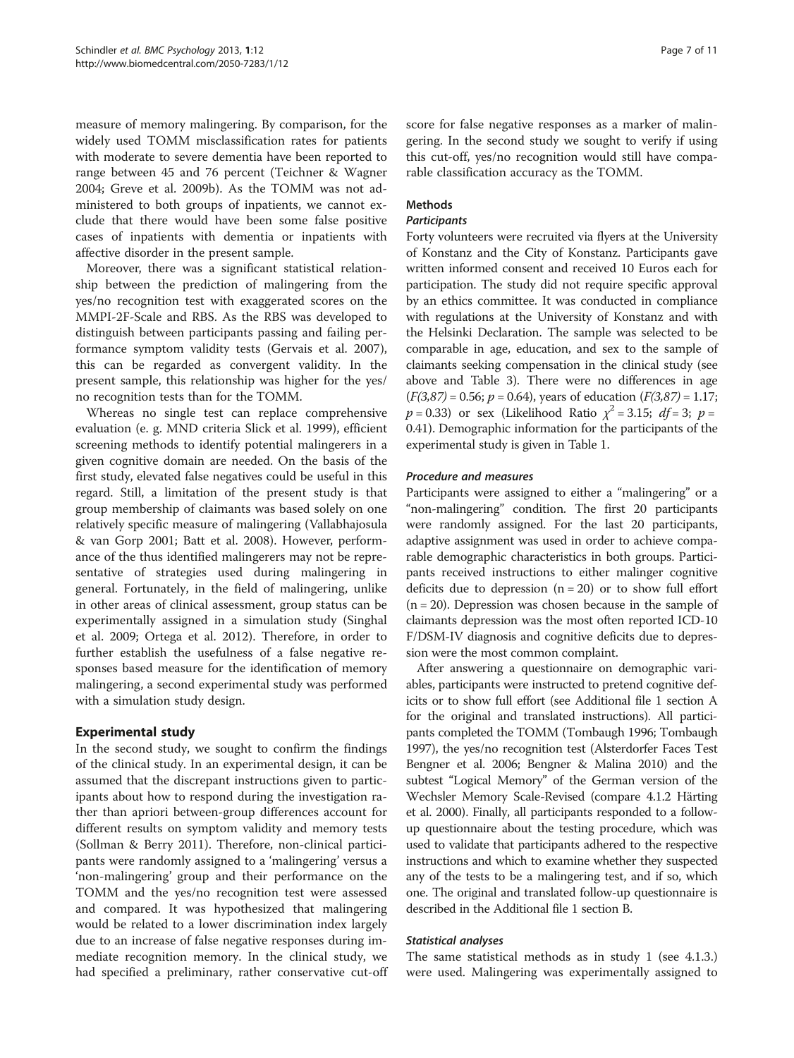measure of memory malingering. By comparison, for the widely used TOMM misclassification rates for patients with moderate to severe dementia have been reported to range between 45 and 76 percent (Teichner & Wagner 2004; Greve et al. 2009b). As the TOMM was not administered to both groups of inpatients, we cannot exclude that there would have been some false positive cases of inpatients with dementia or inpatients with affective disorder in the present sample.

Moreover, there was a significant statistical relationship between the prediction of malingering from the yes/no recognition test with exaggerated scores on the MMPI-2F-Scale and RBS. As the RBS was developed to distinguish between participants passing and failing performance symptom validity tests (Gervais et al. 2007), this can be regarded as convergent validity. In the present sample, this relationship was higher for the yes/no recognition tests than for the TOMM.

Whereas no single test can replace comprehensive evaluation (e. g. MND criteria Slick et al. 1999), efficient screening methods to identify potential malingerers in a given cognitive domain are needed. On the basis of the first study, elevated false negatives could be useful in this regard. Still, a limitation of the present study is that group membership of claimants was based solely on one relatively specific measure of malingering (Vallabhajosula & van Gorp 2001; Batt et al. 2008). However, performance of the thus identified malingerers may not be representative of strategies used during malingering in general. Fortunately, in the field of malingering, unlike in other areas of clinical assessment, group status can be experimentally assigned in a simulation study (Singhal et al. 2009; Ortega et al. 2012). Therefore, in order to further establish the usefulness of a false negative responses based measure for the identification of memory malingering, a second experimental study was performed with a simulation study design.

## Experimental study

In the second study, we sought to confirm the findings of the clinical study. In an experimental design, it can be assumed that the discrepant instructions given to participants about how to respond during the investigation rather than apriori between-group differences account for different results on symptom validity and memory tests (Sollman & Berry 2011). Therefore, non-clinical participants were randomly assigned to a 'malingering' versus a 'non-malingering' group and their performance on the TOMM and the yes/no recognition test were assessed and compared. It was hypothesized that malingering would be related to a lower discrimination index largely due to an increase of false negative responses during immediate recognition memory. In the clinical study, we had specified a preliminary, rather conservative cut-off score for false negative responses as a marker of malingering. In the second study we sought to verify if using this cut-off, yes/no recognition would still have comparable classification accuracy as the TOMM.

### Methods

#### Participants

Forty volunteers were recruited via flyers at the University of Konstanz and the City of Konstanz. Participants gave written informed consent and received 10 Euros each for participation. The study did not require specific approval by an ethics committee. It was conducted in compliance with regulations at the University of Konstanz and with the Helsinki Declaration. The sample was selected to be comparable in age, education, and sex to the sample of claimants seeking compensation in the clinical study (see above and Table 3). There were no differences in age ($F(3,87) = 0.56$; $p = 0.64$), years of education ($F(3,87) = 1.17$; $p = 0.33$) or sex (Likelihood Ratio $\chi^2 = 3.15$; $df = 3$; $p = 0.41$). Demographic information for the participants of the experimental study is given in Table 1.

#### Procedure and measures

Participants were assigned to either a "malingering" or a "non-malingering" condition. The first 20 participants were randomly assigned. For the last 20 participants, adaptive assignment was used in order to achieve comparable demographic characteristics in both groups. Participants received instructions to either malinger cognitive deficits due to depression (n = 20) or to show full effort (n = 20). Depression was chosen because in the sample of claimants depression was the most often reported ICD-10 F/DSM-IV diagnosis and cognitive deficits due to depression were the most common complaint.

After answering a questionnaire on demographic variables, participants were instructed to pretend cognitive deficits or to show full effort (see Additional file 1 section A for the original and translated instructions). All participants completed the TOMM (Tombaugh 1996; Tombaugh 1997), the yes/no recognition test (Alsterdorfer Faces Test Bengner et al. 2006; Bengner & Malina 2010) and the subtest "Logical Memory" of the German version of the Wechsler Memory Scale-Revised (compare 4.1.2 Härting et al. 2000). Finally, all participants responded to a follow-up questionnaire about the testing procedure, which was used to validate that participants adhered to the respective instructions and which to examine whether they suspected any of the tests to be a malingering test, and if so, which one. The original and translated follow-up questionnaire is described in the Additional file 1 section B.

#### Statistical analyses

The same statistical methods as in study 1 (see 4.1.3.) were used. Malingering was experimentally assigned to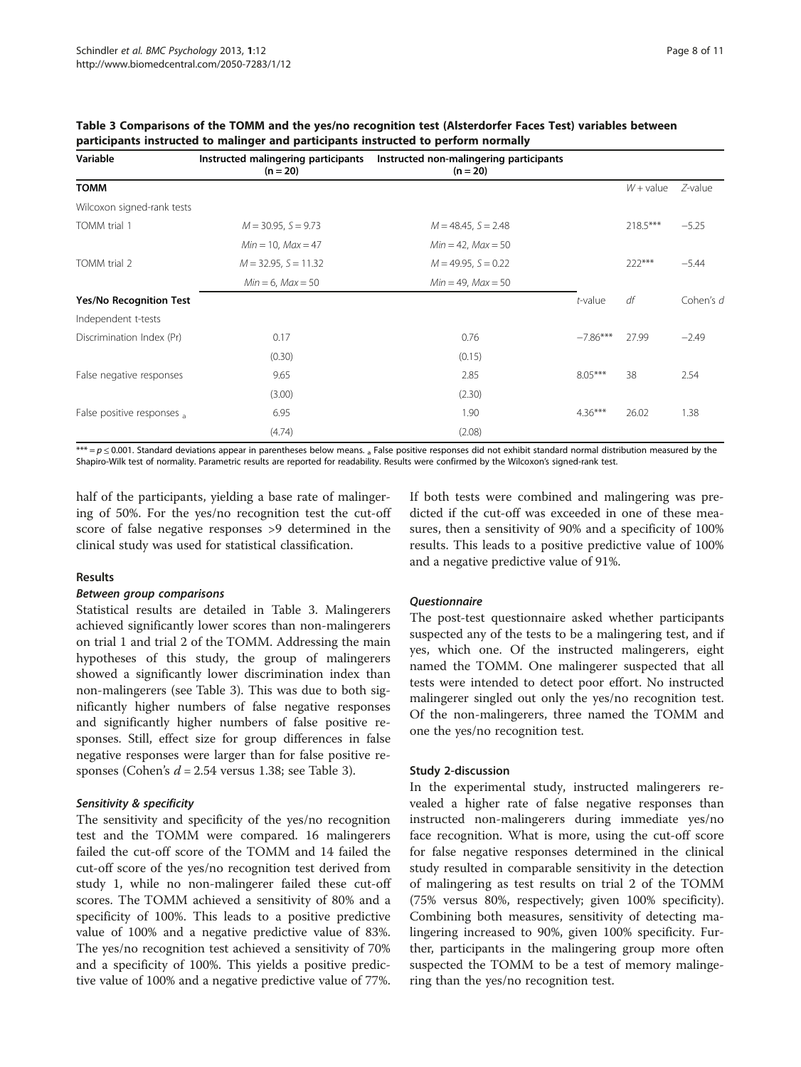**Table 3 Comparisons of the TOMM and the yes/no recognition test (Alsterdorfer Faces Test) variables between participants instructed to malinger and participants instructed to perform normally**

| Variable | Instructed malingering participants (n = 20) | Instructed non-malingering participants (n = 20) | | | |
|---|---|---|---|---|---|
| **TOMM** | | | | $W+$ value | $Z$-value |
| Wilcoxon signed-rank tests | | | | | |
| TOMM trial 1 | $M = 30.95$, $S = 9.73$ | $M = 48.45$, $S = 2.48$ | | 218.5*** | −5.25 |
| | $Min = 10$, $Max = 47$ | $Min = 42$, $Max = 50$ | | | |
| TOMM trial 2 | $M = 32.95$, $S = 11.32$ | $M = 49.95$, $S = 0.22$ | | 222*** | −5.44 |
| | $Min = 6$, $Max = 50$ | $Min = 49$, $Max = 50$ | | | |
| **Yes/No Recognition Test** | | | $t$-value | $df$ | Cohen's $d$ |
| Independent t-tests | | | | | |
| Discrimination Index (Pr) | 0.17 | 0.76 | −7.86*** | 27.99 | −2.49 |
| | (0.30) | (0.15) | | | |
| False negative responses | 9.65 | 2.85 | 8.05*** | 38 | 2.54 |
| | (3.00) | (2.30) | | | |
| False positive responses [a] | 6.95 | 1.90 | 4.36*** | 26.02 | 1.38 |
| | (4.74) | (2.08) | | | |

*** = $p \leq 0.001$. Standard deviations appear in parentheses below means. [a] False positive responses did not exhibit standard normal distribution measured by the Shapiro-Wilk test of normality. Parametric results are reported for readability. Results were confirmed by the Wilcoxon's signed-rank test.

half of the participants, yielding a base rate of malingering of 50%. For the yes/no recognition test the cut-off score of false negative responses >9 determined in the clinical study was used for statistical classification.

### Results

#### *Between group comparisons*

Statistical results are detailed in Table 3. Malingerers achieved significantly lower scores than non-malingerers on trial 1 and trial 2 of the TOMM. Addressing the main hypotheses of this study, the group of malingerers showed a significantly lower discrimination index than non-malingerers (see Table 3). This was due to both significantly higher numbers of false negative responses and significantly higher numbers of false positive responses. Still, effect size for group differences in false negative responses were larger than for false positive responses (Cohen's $d = 2.54$ versus 1.38; see Table 3).

#### *Sensitivity & specificity*

The sensitivity and specificity of the yes/no recognition test and the TOMM were compared. 16 malingerers failed the cut-off score of the TOMM and 14 failed the cut-off score of the yes/no recognition test derived from study 1, while no non-malingerer failed these cut-off scores. The TOMM achieved a sensitivity of 80% and a specificity of 100%. This leads to a positive predictive value of 100% and a negative predictive value of 83%. The yes/no recognition test achieved a sensitivity of 70% and a specificity of 100%. This yields a positive predictive value of 100% and a negative predictive value of 77%. If both tests were combined and malingering was predicted if the cut-off was exceeded in one of these measures, then a sensitivity of 90% and a specificity of 100% results. This leads to a positive predictive value of 100% and a negative predictive value of 91%.

#### *Questionnaire*

The post-test questionnaire asked whether participants suspected any of the tests to be a malingering test, and if yes, which one. Of the instructed malingerers, eight named the TOMM. One malingerer suspected that all tests were intended to detect poor effort. No instructed malingerer singled out only the yes/no recognition test. Of the non-malingerers, three named the TOMM and one the yes/no recognition test.

### Study 2-discussion

In the experimental study, instructed malingerers revealed a higher rate of false negative responses than instructed non-malingerers during immediate yes/no face recognition. What is more, using the cut-off score for false negative responses determined in the clinical study resulted in comparable sensitivity in the detection of malingering as test results on trial 2 of the TOMM (75% versus 80%, respectively; given 100% specificity). Combining both measures, sensitivity of detecting malingering increased to 90%, given 100% specificity. Further, participants in the malingering group more often suspected the TOMM to be a test of memory malingering than the yes/no recognition test.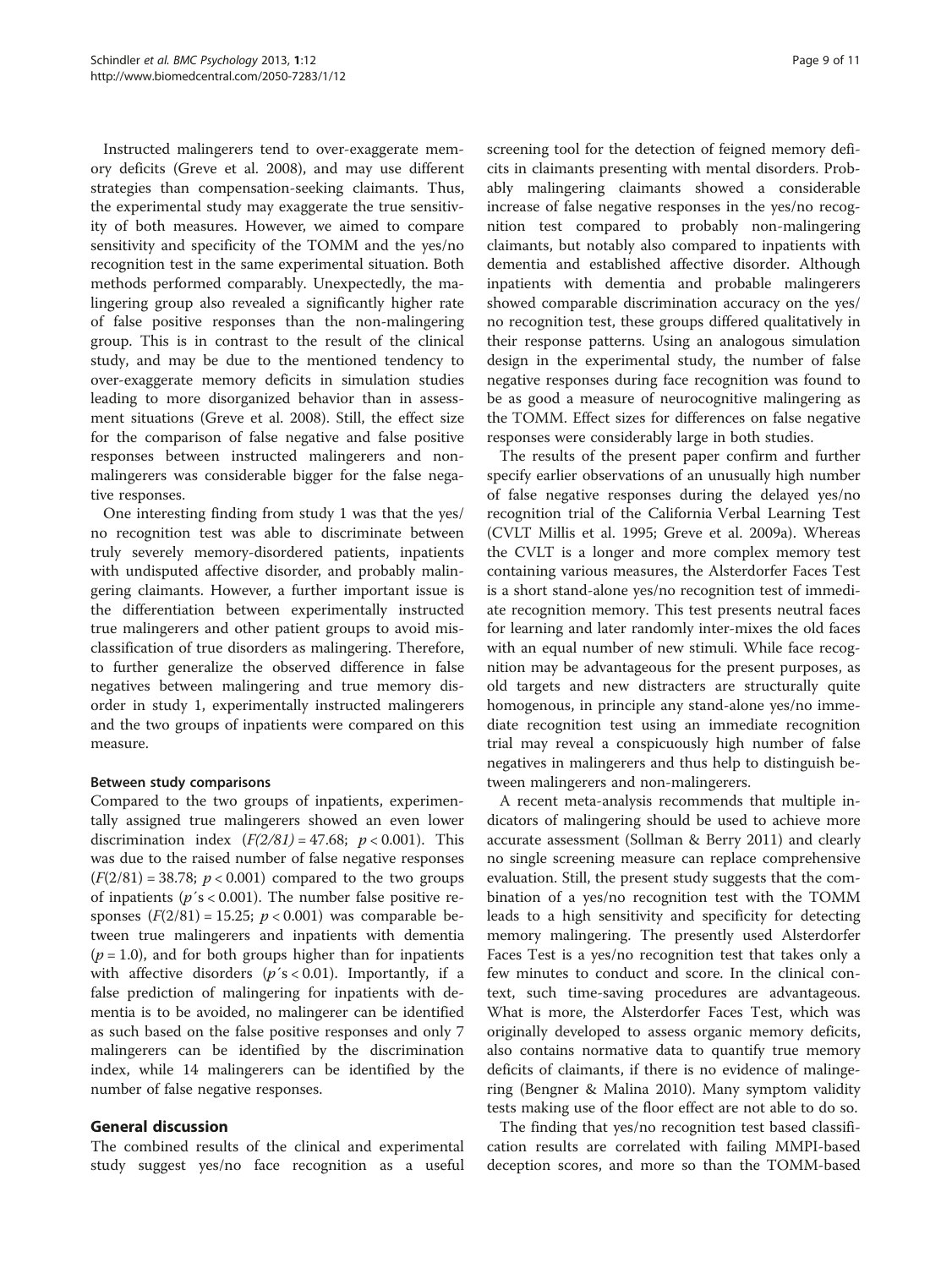Instructed malingerers tend to over-exaggerate memory deficits (Greve et al. 2008), and may use different strategies than compensation-seeking claimants. Thus, the experimental study may exaggerate the true sensitivity of both measures. However, we aimed to compare sensitivity and specificity of the TOMM and the yes/no recognition test in the same experimental situation. Both methods performed comparably. Unexpectedly, the malingering group also revealed a significantly higher rate of false positive responses than the non-malingering group. This is in contrast to the result of the clinical study, and may be due to the mentioned tendency to over-exaggerate memory deficits in simulation studies leading to more disorganized behavior than in assessment situations (Greve et al. 2008). Still, the effect size for the comparison of false negative and false positive responses between instructed malingerers and non-malingerers was considerable bigger for the false negative responses.

One interesting finding from study 1 was that the yes/no recognition test was able to discriminate between truly severely memory-disordered patients, inpatients with undisputed affective disorder, and probably malingering claimants. However, a further important issue is the differentiation between experimentally instructed true malingerers and other patient groups to avoid misclassification of true disorders as malingering. Therefore, to further generalize the observed difference in false negatives between malingering and true memory disorder in study 1, experimentally instructed malingerers and the two groups of inpatients were compared on this measure.

#### Between study comparisons

Compared to the two groups of inpatients, experimentally assigned true malingerers showed an even lower discrimination index ($F(2/81) = 47.68$; $p < 0.001$). This was due to the raised number of false negative responses ($F(2/81) = 38.78$; $p < 0.001$) compared to the two groups of inpatients ($p$´s $< 0.001$). The number false positive responses ($F(2/81) = 15.25$; $p < 0.001$) was comparable between true malingerers and inpatients with dementia ($p = 1.0$), and for both groups higher than for inpatients with affective disorders ($p$´s $< 0.01$). Importantly, if a false prediction of malingering for inpatients with dementia is to be avoided, no malingerer can be identified as such based on the false positive responses and only 7 malingerers can be identified by the discrimination index, while 14 malingerers can be identified by the number of false negative responses.

## General discussion

The combined results of the clinical and experimental study suggest yes/no face recognition as a useful screening tool for the detection of feigned memory deficits in claimants presenting with mental disorders. Probably malingering claimants showed a considerable increase of false negative responses in the yes/no recognition test compared to probably non-malingering claimants, but notably also compared to inpatients with dementia and established affective disorder. Although inpatients with dementia and probable malingerers showed comparable discrimination accuracy on the yes/no recognition test, these groups differed qualitatively in their response patterns. Using an analogous simulation design in the experimental study, the number of false negative responses during face recognition was found to be as good a measure of neurocognitive malingering as the TOMM. Effect sizes for differences on false negative responses were considerably large in both studies.

The results of the present paper confirm and further specify earlier observations of an unusually high number of false negative responses during the delayed yes/no recognition trial of the California Verbal Learning Test (CVLT Millis et al. 1995; Greve et al. 2009a). Whereas the CVLT is a longer and more complex memory test containing various measures, the Alsterdorfer Faces Test is a short stand-alone yes/no recognition test of immediate recognition memory. This test presents neutral faces for learning and later randomly inter-mixes the old faces with an equal number of new stimuli. While face recognition may be advantageous for the present purposes, as old targets and new distracters are structurally quite homogenous, in principle any stand-alone yes/no immediate recognition test using an immediate recognition trial may reveal a conspicuously high number of false negatives in malingerers and thus help to distinguish between malingerers and non-malingerers.

A recent meta-analysis recommends that multiple indicators of malingering should be used to achieve more accurate assessment (Sollman & Berry 2011) and clearly no single screening measure can replace comprehensive evaluation. Still, the present study suggests that the combination of a yes/no recognition test with the TOMM leads to a high sensitivity and specificity for detecting memory malingering. The presently used Alsterdorfer Faces Test is a yes/no recognition test that takes only a few minutes to conduct and score. In the clinical context, such time-saving procedures are advantageous. What is more, the Alsterdorfer Faces Test, which was originally developed to assess organic memory deficits, also contains normative data to quantify true memory deficits of claimants, if there is no evidence of malingering (Bengner & Malina 2010). Many symptom validity tests making use of the floor effect are not able to do so.

The finding that yes/no recognition test based classification results are correlated with failing MMPI-based deception scores, and more so than the TOMM-based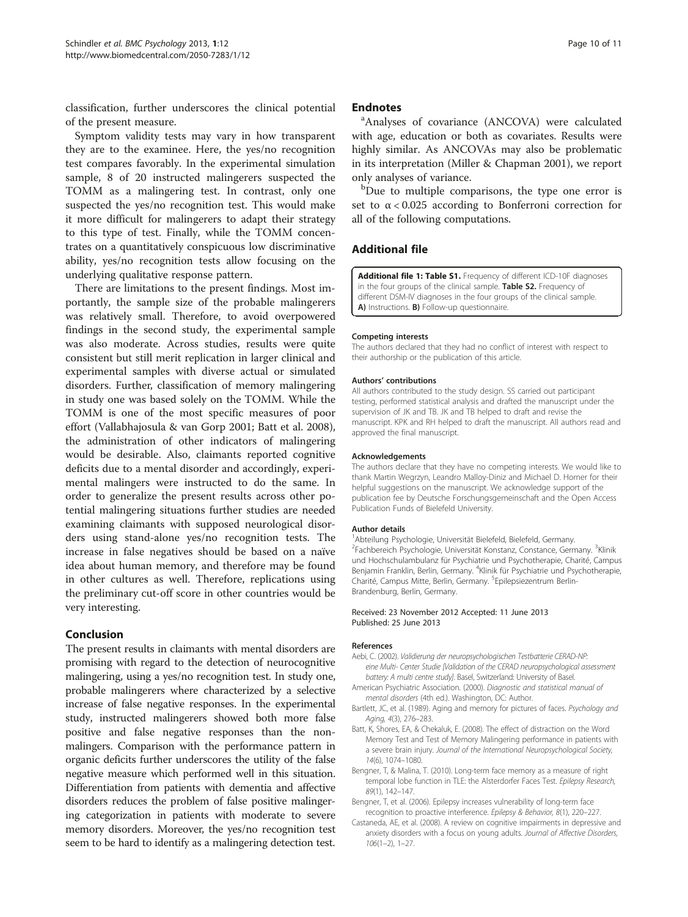classification, further underscores the clinical potential of the present measure.

Symptom validity tests may vary in how transparent they are to the examinee. Here, the yes/no recognition test compares favorably. In the experimental simulation sample, 8 of 20 instructed malingerers suspected the TOMM as a malingering test. In contrast, only one suspected the yes/no recognition test. This would make it more difficult for malingerers to adapt their strategy to this type of test. Finally, while the TOMM concentrates on a quantitatively conspicuous low discriminative ability, yes/no recognition tests allow focusing on the underlying qualitative response pattern.

There are limitations to the present findings. Most importantly, the sample size of the probable malingerers was relatively small. Therefore, to avoid overpowered findings in the second study, the experimental sample was also moderate. Across studies, results were quite consistent but still merit replication in larger clinical and experimental samples with diverse actual or simulated disorders. Further, classification of memory malingering in study one was based solely on the TOMM. While the TOMM is one of the most specific measures of poor effort (Vallabhajosula & van Gorp 2001; Batt et al. 2008), the administration of other indicators of malingering would be desirable. Also, claimants reported cognitive deficits due to a mental disorder and accordingly, experimental malingers were instructed to do the same. In order to generalize the present results across other potential malingering situations further studies are needed examining claimants with supposed neurological disorders using stand-alone yes/no recognition tests. The increase in false negatives should be based on a naïve idea about human memory, and therefore may be found in other cultures as well. Therefore, replications using the preliminary cut-off score in other countries would be very interesting.

## Conclusion

The present results in claimants with mental disorders are promising with regard to the detection of neurocognitive malingering, using a yes/no recognition test. In study one, probable malingerers where characterized by a selective increase of false negative responses. In the experimental study, instructed malingerers showed both more false positive and false negative responses than the nonmalingers. Comparison with the performance pattern in organic deficits further underscores the utility of the false negative measure which performed well in this situation. Differentiation from patients with dementia and affective disorders reduces the problem of false positive malingering categorization in patients with moderate to severe memory disorders. Moreover, the yes/no recognition test seem to be hard to identify as a malingering detection test.

## Endnotes

[a]Analyses of covariance (ANCOVA) were calculated with age, education or both as covariates. Results were highly similar. As ANCOVAs may also be problematic in its interpretation (Miller & Chapman 2001), we report only analyses of variance.

[b]Due to multiple comparisons, the type one error is set to $\alpha < 0.025$ according to Bonferroni correction for all of the following computations.

## Additional file

**Additional file 1: Table S1.** Frequency of different ICD-10F diagnoses in the four groups of the clinical sample. **Table S2.** Frequency of different DSM-IV diagnoses in the four groups of the clinical sample. **A)** Instructions. **B)** Follow-up questionnaire.

#### Competing interests

The authors declared that they had no conflict of interest with respect to their authorship or the publication of this article.

#### Authors' contributions

All authors contributed to the study design. SS carried out participant testing, performed statistical analysis and drafted the manuscript under the supervision of JK and TB. JK and TB helped to draft and revise the manuscript. KPK and RH helped to draft the manuscript. All authors read and approved the final manuscript.

#### Acknowledgements

The authors declare that they have no competing interests. We would like to thank Martin Wegrzyn, Leandro Malloy-Diniz and Michael D. Horner for their helpful suggestions on the manuscript. We acknowledge support of the publication fee by Deutsche Forschungsgemeinschaft and the Open Access Publication Funds of Bielefeld University.

#### Author details

[1]Abteilung Psychologie, Universität Bielefeld, Bielefeld, Germany. [2]Fachbereich Psychologie, Universität Konstanz, Constance, Germany. [3]Klinik und Hochschulambulanz für Psychiatrie und Psychotherapie, Charité, Campus Benjamin Franklin, Berlin, Germany. [4]Klinik für Psychiatrie und Psychotherapie, Charité, Campus Mitte, Berlin, Germany. [5]Epilepsiezentrum Berlin-Brandenburg, Berlin, Germany.

Received: 23 November 2012 Accepted: 11 June 2013
Published: 25 June 2013

#### References

Aebi, C. (2002). *Validierung der neuropsychologischen Testbatterie CERAD-NP: eine Multi- Center Studie [Validation of the CERAD neuropsychological assessment battery: A multi centre study]*. Basel, Switzerland: University of Basel.

American Psychiatric Association. (2000). *Diagnostic and statistical manual of mental disorders* (4th ed.). Washington, DC: Author.

Bartlett, JC, et al. (1989). Aging and memory for pictures of faces. *Psychology and Aging, 4*(3), 276–283.

Batt, K, Shores, EA, & Chekaluk, E. (2008). The effect of distraction on the Word Memory Test and Test of Memory Malingering performance in patients with a severe brain injury. *Journal of the International Neuropsychological Society, 14*(6), 1074–1080.

Bengner, T, & Malina, T. (2010). Long-term face memory as a measure of right temporal lobe function in TLE: the Alsterdorfer Faces Test. *Epilepsy Research, 89*(1), 142–147.

Bengner, T, et al. (2006). Epilepsy increases vulnerability of long-term face recognition to proactive interference. *Epilepsy & Behavior, 8*(1), 220–227.

Castaneda, AE, et al. (2008). A review on cognitive impairments in depressive and anxiety disorders with a focus on young adults. *Journal of Affective Disorders, 106*(1–2), 1–27.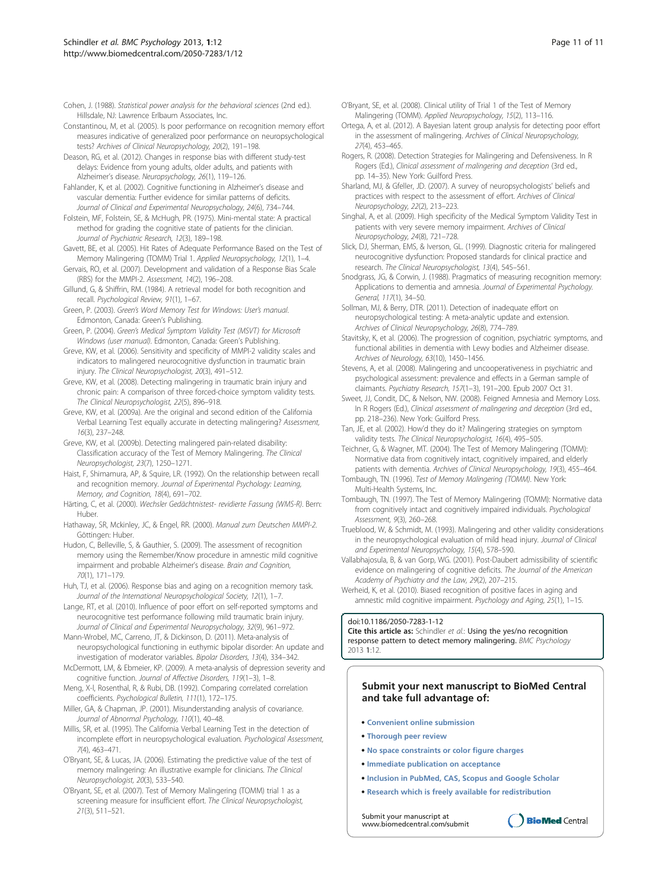Cohen, J. (1988). *Statistical power analysis for the behavioral sciences* (2nd ed.). Hillsdale, NJ: Lawrence Erlbaum Associates, Inc.

Constantinou, M, et al. (2005). Is poor performance on recognition memory effort measures indicative of generalized poor performance on neuropsychological tests? *Archives of Clinical Neuropsychology, 20*(2), 191–198.

Deason, RG, et al. (2012). Changes in response bias with different study-test delays: Evidence from young adults, older adults, and patients with Alzheimer's disease. *Neuropsychology, 26*(1), 119–126.

Fahlander, K, et al. (2002). Cognitive functioning in Alzheimer's disease and vascular dementia: Further evidence for similar patterns of deficits. *Journal of Clinical and Experimental Neuropsychology, 24*(6), 734–744.

Folstein, MF, Folstein, SE, & McHugh, PR. (1975). Mini-mental state: A practical method for grading the cognitive state of patients for the clinician. *Journal of Psychiatric Research, 12*(3), 189–198.

Gavett, BE, et al. (2005). Hit Rates of Adequate Performance Based on the Test of Memory Malingering (TOMM) Trial 1. *Applied Neuropsychology, 12*(1), 1–4.

Gervais, RO, et al. (2007). Development and validation of a Response Bias Scale (RBS) for the MMPI-2. *Assessment, 14*(2), 196–208.

Gillund, G, & Shiffrin, RM. (1984). A retrieval model for both recognition and recall. *Psychological Review, 91*(1), 1–67.

Green, P. (2003). *Green's Word Memory Test for Windows: User's manual*. Edmonton, Canada: Green's Publishing.

Green, P. (2004). *Green's Medical Symptom Validity Test (MSVT) for Microsoft Windows (user manual)*. Edmonton, Canada: Green's Publishing.

Greve, KW, et al. (2006). Sensitivity and specificity of MMPI-2 validity scales and indicators to malingered neurocognitive dysfunction in traumatic brain injury. *The Clinical Neuropsychologist, 20*(3), 491–512.

Greve, KW, et al. (2008). Detecting malingering in traumatic brain injury and chronic pain: A comparison of three forced-choice symptom validity tests. *The Clinical Neuropsychologist, 22*(5), 896–918.

Greve, KW, et al. (2009a). Are the original and second edition of the California Verbal Learning Test equally accurate in detecting malingering? *Assessment, 16*(3), 237–248.

Greve, KW, et al. (2009b). Detecting malingered pain-related disability: Classification accuracy of the Test of Memory Malingering. *The Clinical Neuropsychologist, 23*(7), 1250–1271.

Haist, F, Shimamura, AP, & Squire, LR. (1992). On the relationship between recall and recognition memory. *Journal of Experimental Psychology: Learning, Memory, and Cognition, 18*(4), 691–702.

Härting, C, et al. (2000). *Wechsler Gedächtnistest- revidierte Fassung (WMS-R)*. Bern: Huber.

Hathaway, SR, Mckinley, JC, & Engel, RR. (2000). *Manual zum Deutschen MMPI-2*. Göttingen: Huber.

Hudon, C, Belleville, S, & Gauthier, S. (2009). The assessment of recognition memory using the Remember/Know procedure in amnestic mild cognitive impairment and probable Alzheimer's disease. *Brain and Cognition, 70*(1), 171–179.

Huh, TJ, et al. (2006). Response bias and aging on a recognition memory task. *Journal of the International Neuropsychological Society, 12*(1), 1–7.

Lange, RT, et al. (2010). Influence of poor effort on self-reported symptoms and neurocognitive test performance following mild traumatic brain injury. *Journal of Clinical and Experimental Neuropsychology, 32*(9), 961–972.

Mann-Wrobel, MC, Carreno, JT, & Dickinson, D. (2011). Meta-analysis of neuropsychological functioning in euthymic bipolar disorder: An update and investigation of moderator variables. *Bipolar Disorders, 13*(4), 334–342.

McDermott, LM, & Ebmeier, KP. (2009). A meta-analysis of depression severity and cognitive function. *Journal of Affective Disorders, 119*(1–3), 1–8.

Meng, X-l, Rosenthal, R, & Rubi, DB. (1992). Comparing correlated correlation coefficients. *Psychological Bulletin, 111*(1), 172–175.

Miller, GA, & Chapman, JP. (2001). Misunderstanding analysis of covariance. *Journal of Abnormal Psychology, 110*(1), 40–48.

Millis, SR, et al. (1995). The California Verbal Learning Test in the detection of incomplete effort in neuropsychological evaluation. *Psychological Assessment, 7*(4), 463–471.

O'Bryant, SE, & Lucas, JA. (2006). Estimating the predictive value of the test of memory malingering: An illustrative example for clinicians. *The Clinical Neuropsychologist, 20*(3), 533–540.

O'Bryant, SE, et al. (2007). Test of Memory Malingering (TOMM) trial 1 as a screening measure for insufficient effort. *The Clinical Neuropsychologist, 21*(3), 511–521.

O'Bryant, SE, et al. (2008). Clinical utility of Trial 1 of the Test of Memory Malingering (TOMM). *Applied Neuropsychology, 15*(2), 113–116.

Ortega, A, et al. (2012). A Bayesian latent group analysis for detecting poor effort in the assessment of malingering. *Archives of Clinical Neuropsychology, 27*(4), 453–465.

Rogers, R. (2008). Detection Strategies for Malingering and Defensiveness. In R Rogers (Ed.), *Clinical assessment of malingering and deception* (3rd ed., pp. 14–35). New York: Guilford Press.

Sharland, MJ, & Gfeller, JD. (2007). A survey of neuropsychologists' beliefs and practices with respect to the assessment of effort. *Archives of Clinical Neuropsychology, 22*(2), 213–223.

Singhal, A, et al. (2009). High specificity of the Medical Symptom Validity Test in patients with very severe memory impairment. *Archives of Clinical Neuropsychology, 24*(8), 721–728.

Slick, DJ, Sherman, EMS, & Iverson, GL. (1999). Diagnostic criteria for malingered neurocognitive dysfunction: Proposed standards for clinical practice and research. *The Clinical Neuropsychologist, 13*(4), 545–561.

Snodgrass, JG, & Corwin, J. (1988). Pragmatics of measuring recognition memory: Applications to dementia and amnesia. *Journal of Experimental Psychology. General, 117*(1), 34–50.

Sollman, MJ, & Berry, DTR. (2011). Detection of inadequate effort on neuropsychological testing: A meta-analytic update and extension. *Archives of Clinical Neuropsychology, 26*(8), 774–789.

Stavitsky, K, et al. (2006). The progression of cognition, psychiatric symptoms, and functional abilities in dementia with Lewy bodies and Alzheimer disease. *Archives of Neurology, 63*(10), 1450–1456.

Stevens, A, et al. (2008). Malingering and uncooperativeness in psychiatric and psychological assessment: prevalence and effects in a German sample of claimants. *Psychiatry Research, 157*(1–3), 191–200. Epub 2007 Oct 31.

Sweet, JJ, Condit, DC, & Nelson, NW. (2008). Feigned Amnesia and Memory Loss. In R Rogers (Ed.), *Clinical assessment of malingering and deception* (3rd ed., pp. 218–236). New York: Guilford Press.

Tan, JE, et al. (2002). How'd they do it? Malingering strategies on symptom validity tests. *The Clinical Neuropsychologist, 16*(4), 495–505.

Teichner, G, & Wagner, MT. (2004). The Test of Memory Malingering (TOMM): Normative data from cognitively intact, cognitively impaired, and elderly patients with dementia. *Archives of Clinical Neuropsychology, 19*(3), 455–464.

Tombaugh, TN. (1996). *Test of Memory Malingering (TOMM)*. New York: Multi-Health Systems, Inc.

Tombaugh, TN. (1997). The Test of Memory Malingering (TOMM): Normative data from cognitively intact and cognitively impaired individuals. *Psychological Assessment, 9*(3), 260–268.

Trueblood, W, & Schmidt, M. (1993). Malingering and other validity considerations in the neuropsychological evaluation of mild head injury. *Journal of Clinical and Experimental Neuropsychology, 15*(4), 578–590.

Vallabhajosula, B, & van Gorp, WG. (2001). Post-Daubert admissibility of scientific evidence on malingering of cognitive deficits. *The Journal of the American Academy of Psychiatry and the Law, 29*(2), 207–215.

Werheid, K, et al. (2010). Biased recognition of positive faces in aging and amnestic mild cognitive impairment. *Psychology and Aging, 25*(1), 1–15.

doi:10.1186/2050-7283-1-12

**Cite this article as:** Schindler *et al.*: Using the yes/no recognition response pattern to detect memory malingering. *BMC Psychology* 2013 **1**:12.

**Submit your next manuscript to BioMed Central and take full advantage of:**

- **Convenient online submission**
- **Thorough peer review**
- **No space constraints or color figure charges**
- **Immediate publication on acceptance**
- **Inclusion in PubMed, CAS, Scopus and Google Scholar**
- **Research which is freely available for redistribution**

Submit your manuscript at www.biomedcentral.com/submit

BioMed Central